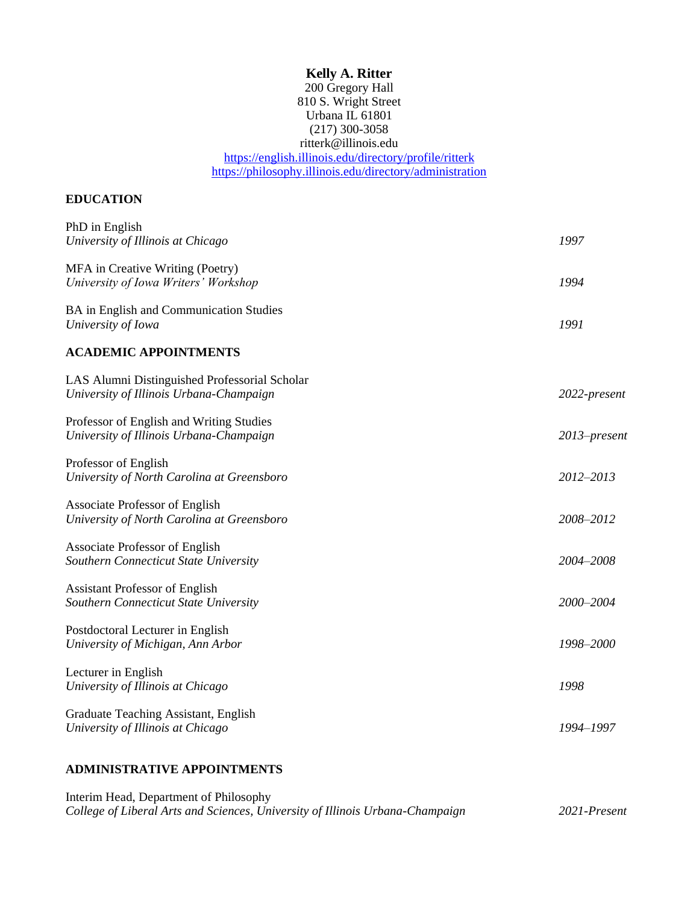# Kelly A. Ritter

200 Gregory Hall
810 S. Wright Street
Urbana IL 61801
(217) 300-3058
ritterk@illinois.edu
https://english.illinois.edu/directory/profile/ritterk
https://philosophy.illinois.edu/directory/administration

## EDUCATION

PhD in English
*University of Illinois at Chicago* *1997*

MFA in Creative Writing (Poetry)
*University of Iowa Writers' Workshop* *1994*

BA in English and Communication Studies
*University of Iowa* *1991*

## ACADEMIC APPOINTMENTS

LAS Alumni Distinguished Professorial Scholar
*University of Illinois Urbana-Champaign* *2022-present*

Professor of English and Writing Studies
*University of Illinois Urbana-Champaign* *2013–present*

Professor of English
*University of North Carolina at Greensboro* *2012–2013*

Associate Professor of English
*University of North Carolina at Greensboro* *2008–2012*

Associate Professor of English
*Southern Connecticut State University* *2004–2008*

Assistant Professor of English
*Southern Connecticut State University* *2000–2004*

Postdoctoral Lecturer in English
*University of Michigan, Ann Arbor* *1998–2000*

Lecturer in English
*University of Illinois at Chicago* *1998*

Graduate Teaching Assistant, English
*University of Illinois at Chicago* *1994–1997*

## ADMINISTRATIVE APPOINTMENTS

Interim Head, Department of Philosophy
*College of Liberal Arts and Sciences, University of Illinois Urbana-Champaign* *2021-Present*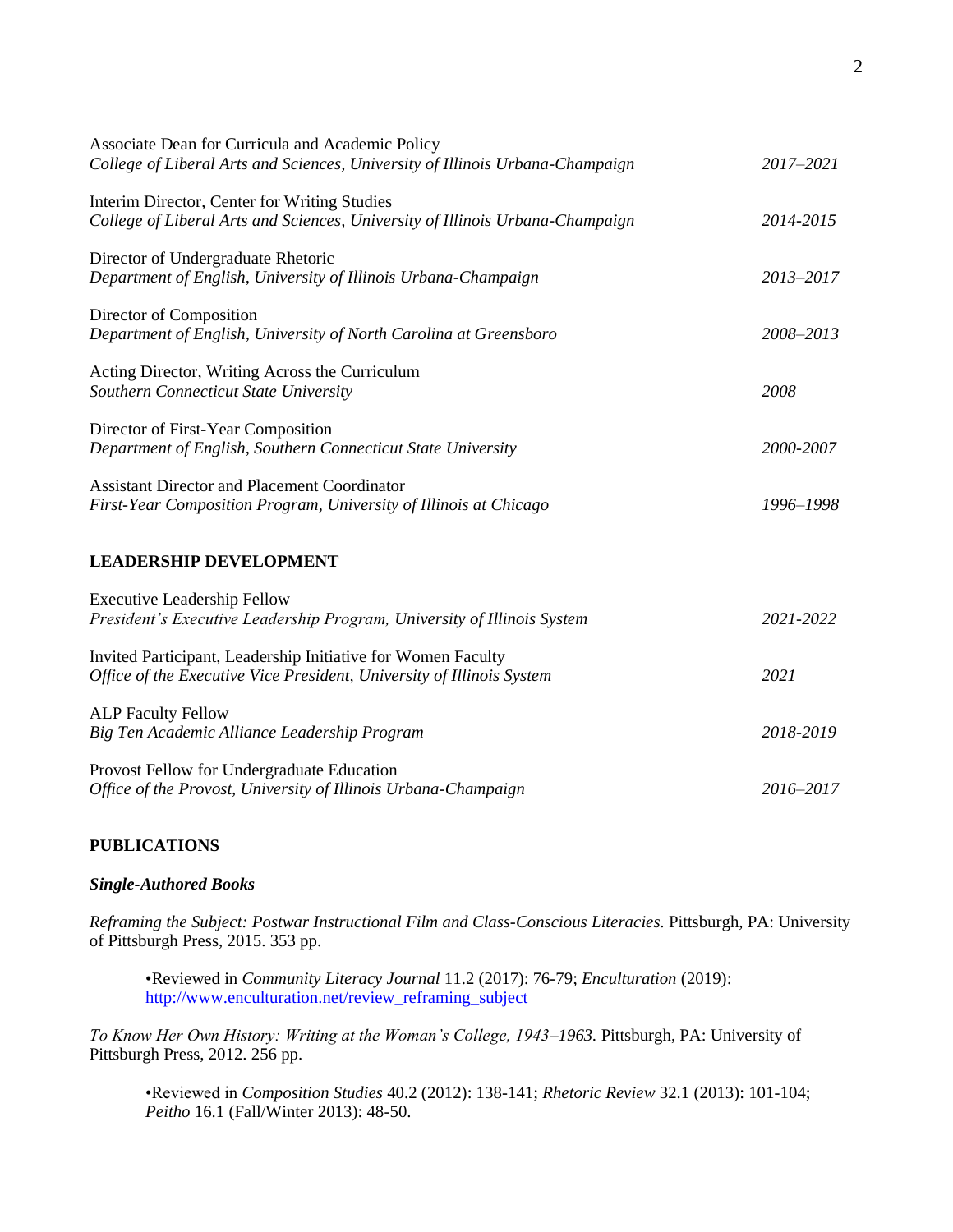Associate Dean for Curricula and Academic Policy
*College of Liberal Arts and Sciences, University of Illinois Urbana-Champaign* *2017–2021*

Interim Director, Center for Writing Studies
*College of Liberal Arts and Sciences, University of Illinois Urbana-Champaign* *2014-2015*

Director of Undergraduate Rhetoric
*Department of English, University of Illinois Urbana-Champaign* *2013–2017*

Director of Composition
*Department of English, University of North Carolina at Greensboro* *2008–2013*

Acting Director, Writing Across the Curriculum
*Southern Connecticut State University* *2008*

Director of First-Year Composition
*Department of English, Southern Connecticut State University* *2000-2007*

Assistant Director and Placement Coordinator
*First-Year Composition Program, University of Illinois at Chicago* *1996–1998*

**LEADERSHIP DEVELOPMENT**

Executive Leadership Fellow
*President's Executive Leadership Program, University of Illinois System* *2021-2022*

Invited Participant, Leadership Initiative for Women Faculty
*Office of the Executive Vice President, University of Illinois System* *2021*

ALP Faculty Fellow
*Big Ten Academic Alliance Leadership Program* *2018-2019*

Provost Fellow for Undergraduate Education
*Office of the Provost, University of Illinois Urbana-Champaign* *2016–2017*

**PUBLICATIONS**

***Single-Authored Books***

*Reframing the Subject: Postwar Instructional Film and Class-Conscious Literacies.* Pittsburgh, PA: University of Pittsburgh Press, 2015. 353 pp.

- Reviewed in *Community Literacy Journal* 11.2 (2017): 76-79; *Enculturation* (2019): http://www.enculturation.net/review_reframing_subject

*To Know Her Own History: Writing at the Woman's College, 1943–1963.* Pittsburgh, PA: University of Pittsburgh Press, 2012. 256 pp.

- Reviewed in *Composition Studies* 40.2 (2012): 138-141; *Rhetoric Review* 32.1 (2013): 101-104; *Peitho* 16.1 (Fall/Winter 2013): 48-50.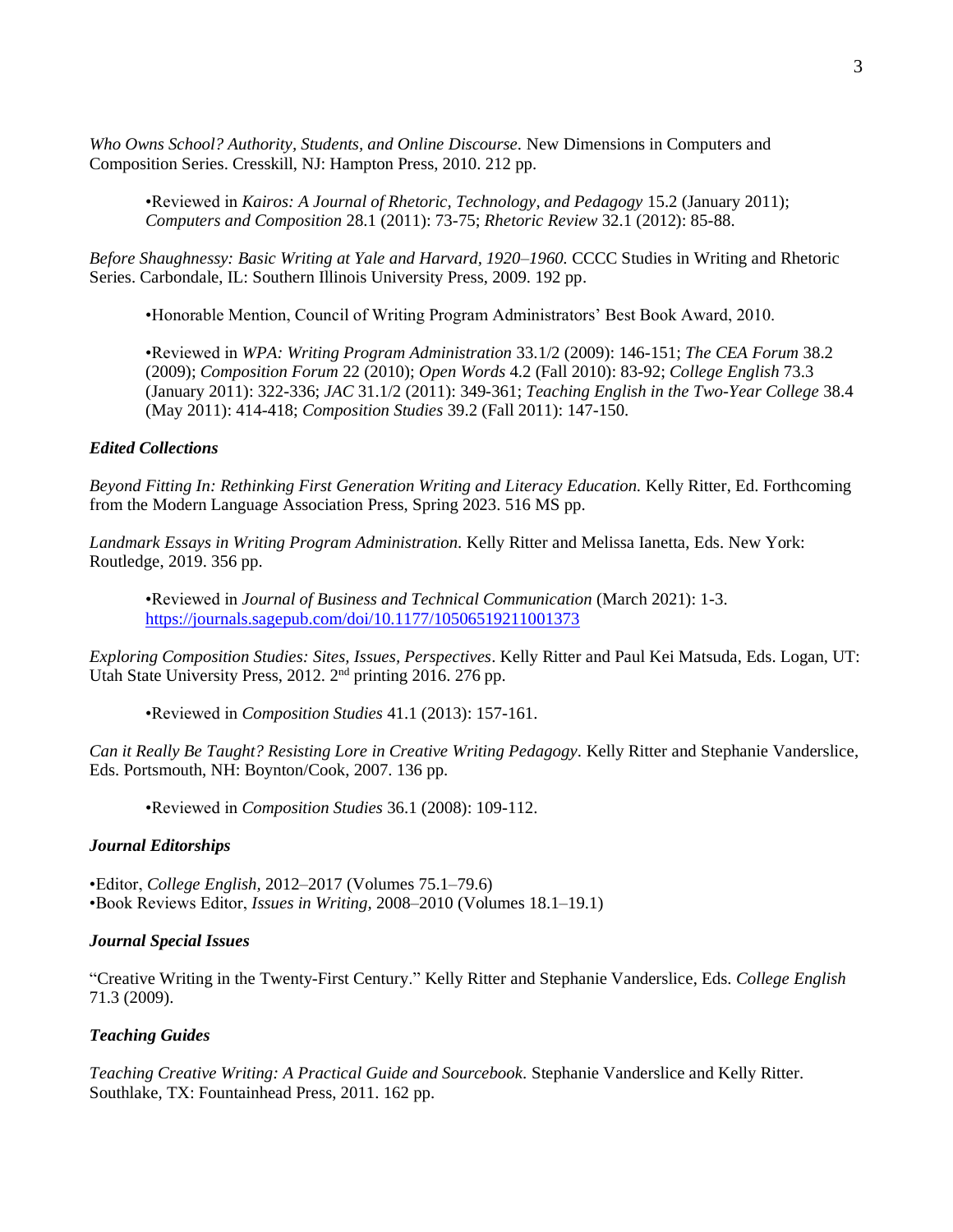*Who Owns School? Authority, Students, and Online Discourse.* New Dimensions in Computers and Composition Series. Cresskill, NJ: Hampton Press, 2010. 212 pp.

> •Reviewed in *Kairos: A Journal of Rhetoric, Technology, and Pedagogy* 15.2 (January 2011); *Computers and Composition* 28.1 (2011): 73-75; *Rhetoric Review* 32.1 (2012): 85-88.

*Before Shaughnessy: Basic Writing at Yale and Harvard, 1920–1960.* CCCC Studies in Writing and Rhetoric Series. Carbondale, IL: Southern Illinois University Press, 2009. 192 pp.

> •Honorable Mention, Council of Writing Program Administrators' Best Book Award, 2010.
>
> •Reviewed in *WPA: Writing Program Administration* 33.1/2 (2009): 146-151; *The CEA Forum* 38.2 (2009); *Composition Forum* 22 (2010); *Open Words* 4.2 (Fall 2010): 83-92; *College English* 73.3 (January 2011): 322-336; *JAC* 31.1/2 (2011): 349-361; *Teaching English in the Two-Year College* 38.4 (May 2011): 414-418; *Composition Studies* 39.2 (Fall 2011): 147-150.

### *Edited Collections*

*Beyond Fitting In: Rethinking First Generation Writing and Literacy Education.* Kelly Ritter, Ed. Forthcoming from the Modern Language Association Press, Spring 2023. 516 MS pp.

*Landmark Essays in Writing Program Administration.* Kelly Ritter and Melissa Ianetta, Eds. New York: Routledge, 2019. 356 pp.

> •Reviewed in *Journal of Business and Technical Communication* (March 2021): 1-3. https://journals.sagepub.com/doi/10.1177/10506519211001373

*Exploring Composition Studies: Sites, Issues, Perspectives*. Kelly Ritter and Paul Kei Matsuda, Eds. Logan, UT: Utah State University Press, 2012. 2nd printing 2016. 276 pp.

> •Reviewed in *Composition Studies* 41.1 (2013): 157-161.

*Can it Really Be Taught? Resisting Lore in Creative Writing Pedagogy*. Kelly Ritter and Stephanie Vanderslice, Eds. Portsmouth, NH: Boynton/Cook, 2007. 136 pp.

> •Reviewed in *Composition Studies* 36.1 (2008): 109-112.

### *Journal Editorships*

•Editor, *College English,* 2012–2017 (Volumes 75.1–79.6)
•Book Reviews Editor, *Issues in Writing,* 2008–2010 (Volumes 18.1–19.1)

### *Journal Special Issues*

"Creative Writing in the Twenty-First Century." Kelly Ritter and Stephanie Vanderslice, Eds. *College English* 71.3 (2009).

### *Teaching Guides*

*Teaching Creative Writing: A Practical Guide and Sourcebook.* Stephanie Vanderslice and Kelly Ritter. Southlake, TX: Fountainhead Press, 2011. 162 pp.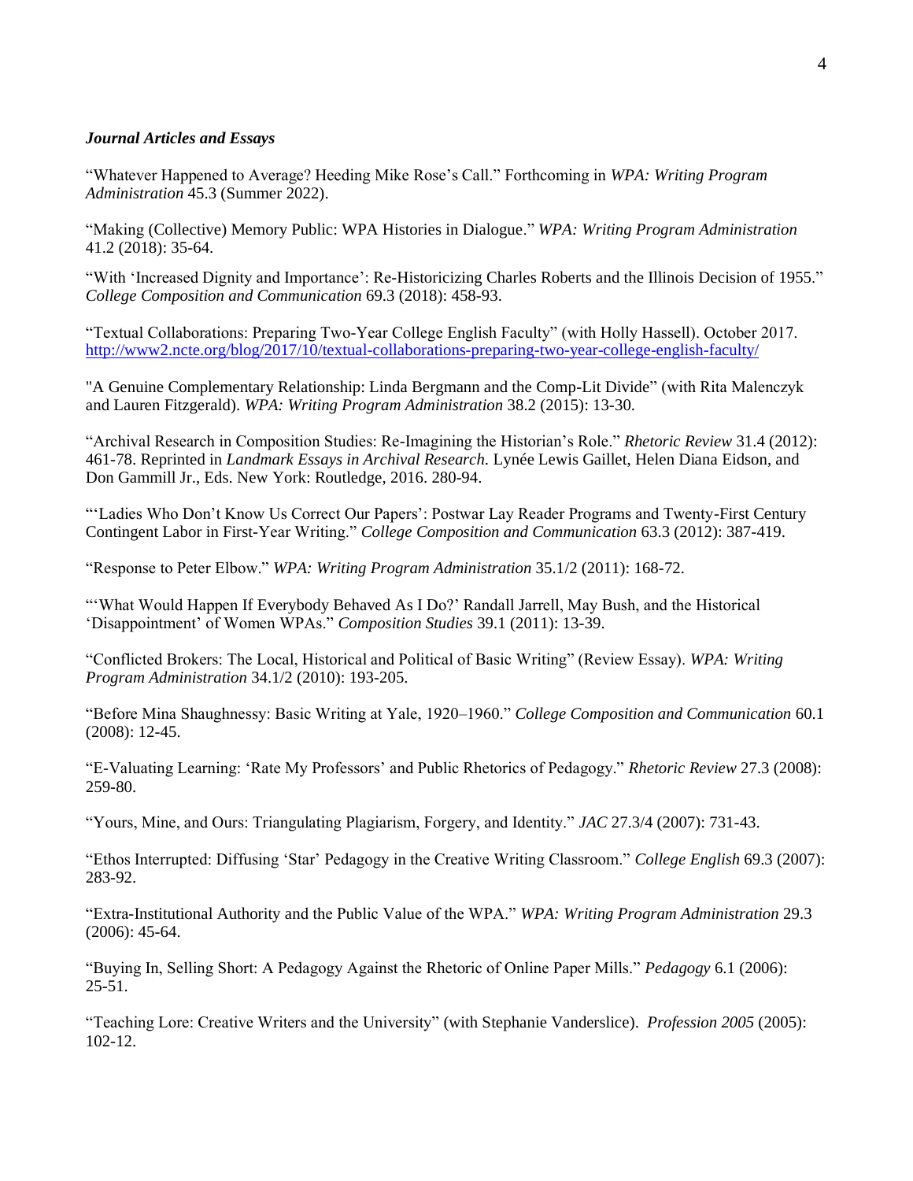### ***Journal Articles and Essays***

"Whatever Happened to Average? Heeding Mike Rose's Call." Forthcoming in *WPA: Writing Program Administration* 45.3 (Summer 2022).

"Making (Collective) Memory Public: WPA Histories in Dialogue." *WPA: Writing Program Administration* 41.2 (2018): 35-64.

"With 'Increased Dignity and Importance': Re-Historicizing Charles Roberts and the Illinois Decision of 1955." *College Composition and Communication* 69.3 (2018): 458-93.

"Textual Collaborations: Preparing Two-Year College English Faculty" (with Holly Hassell). October 2017. http://www2.ncte.org/blog/2017/10/textual-collaborations-preparing-two-year-college-english-faculty/

"A Genuine Complementary Relationship: Linda Bergmann and the Comp-Lit Divide" (with Rita Malenczyk and Lauren Fitzgerald). *WPA: Writing Program Administration* 38.2 (2015): 13-30.

"Archival Research in Composition Studies: Re-Imagining the Historian's Role." *Rhetoric Review* 31.4 (2012): 461-78. Reprinted in *Landmark Essays in Archival Research.* Lynée Lewis Gaillet, Helen Diana Eidson, and Don Gammill Jr., Eds. New York: Routledge, 2016. 280-94.

"'Ladies Who Don't Know Us Correct Our Papers': Postwar Lay Reader Programs and Twenty-First Century Contingent Labor in First-Year Writing." *College Composition and Communication* 63.3 (2012): 387-419.

"Response to Peter Elbow." *WPA: Writing Program Administration* 35.1/2 (2011): 168-72.

"'What Would Happen If Everybody Behaved As I Do?' Randall Jarrell, May Bush, and the Historical 'Disappointment' of Women WPAs." *Composition Studies* 39.1 (2011): 13-39.

"Conflicted Brokers: The Local, Historical and Political of Basic Writing" (Review Essay). *WPA: Writing Program Administration* 34.1/2 (2010): 193-205.

"Before Mina Shaughnessy: Basic Writing at Yale, 1920–1960." *College Composition and Communication* 60.1 (2008): 12-45.

"E-Valuating Learning: 'Rate My Professors' and Public Rhetorics of Pedagogy." *Rhetoric Review* 27.3 (2008): 259-80.

"Yours, Mine, and Ours: Triangulating Plagiarism, Forgery, and Identity." *JAC* 27.3/4 (2007): 731-43.

"Ethos Interrupted: Diffusing 'Star' Pedagogy in the Creative Writing Classroom." *College English* 69.3 (2007): 283-92.

"Extra-Institutional Authority and the Public Value of the WPA." *WPA: Writing Program Administration* 29.3 (2006): 45-64.

"Buying In, Selling Short: A Pedagogy Against the Rhetoric of Online Paper Mills." *Pedagogy* 6.1 (2006): 25-51.

"Teaching Lore: Creative Writers and the University" (with Stephanie Vanderslice). *Profession 2005* (2005): 102-12.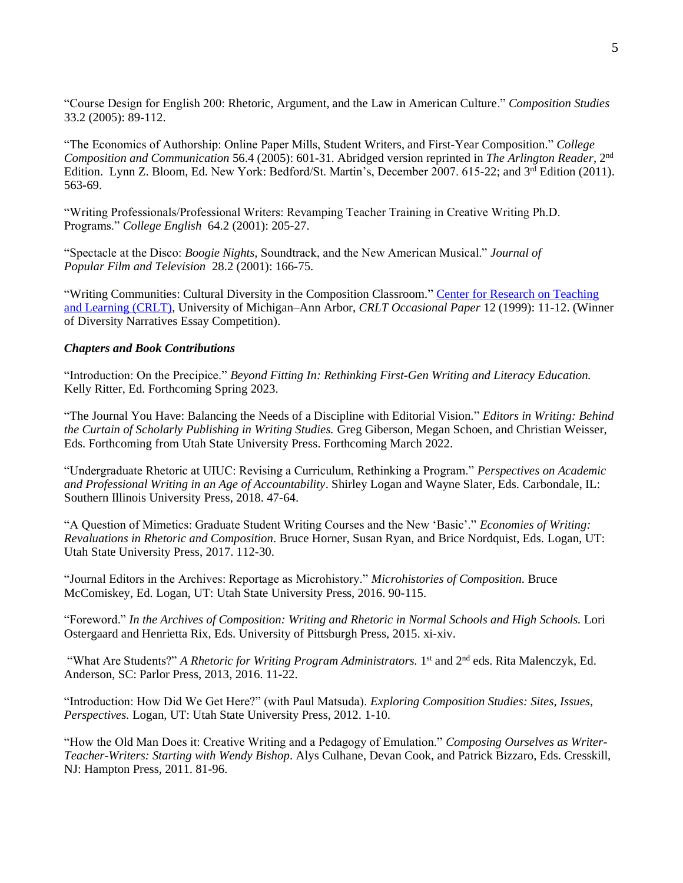"Course Design for English 200: Rhetoric, Argument, and the Law in American Culture." *Composition Studies* 33.2 (2005): 89-112.

"The Economics of Authorship: Online Paper Mills, Student Writers, and First-Year Composition." *College Composition and Communication* 56.4 (2005): 601-31. Abridged version reprinted in *The Arlington Reader*, 2nd Edition. Lynn Z. Bloom, Ed. New York: Bedford/St. Martin's, December 2007. 615-22; and 3rd Edition (2011). 563-69.

"Writing Professionals/Professional Writers: Revamping Teacher Training in Creative Writing Ph.D. Programs." *College English* 64.2 (2001): 205-27.

"Spectacle at the Disco: *Boogie Nights*, Soundtrack, and the New American Musical." *Journal of Popular Film and Television* 28.2 (2001): 166-75.

"Writing Communities: Cultural Diversity in the Composition Classroom." [Center for Research on Teaching and Learning (CRLT)](), University of Michigan–Ann Arbor, *CRLT Occasional Paper* 12 (1999): 11-12. (Winner of Diversity Narratives Essay Competition).

***Chapters and Book Contributions***

"Introduction: On the Precipice." *Beyond Fitting In: Rethinking First-Gen Writing and Literacy Education.* Kelly Ritter, Ed. Forthcoming Spring 2023.

"The Journal You Have: Balancing the Needs of a Discipline with Editorial Vision." *Editors in Writing: Behind the Curtain of Scholarly Publishing in Writing Studies.* Greg Giberson, Megan Schoen, and Christian Weisser, Eds. Forthcoming from Utah State University Press. Forthcoming March 2022.

"Undergraduate Rhetoric at UIUC: Revising a Curriculum, Rethinking a Program." *Perspectives on Academic and Professional Writing in an Age of Accountability*. Shirley Logan and Wayne Slater, Eds. Carbondale, IL: Southern Illinois University Press, 2018. 47-64.

"A Question of Mimetics: Graduate Student Writing Courses and the New 'Basic'." *Economies of Writing: Revaluations in Rhetoric and Composition*. Bruce Horner, Susan Ryan, and Brice Nordquist, Eds. Logan, UT: Utah State University Press, 2017. 112-30.

"Journal Editors in the Archives: Reportage as Microhistory." *Microhistories of Composition.* Bruce McComiskey, Ed. Logan, UT: Utah State University Press, 2016. 90-115.

"Foreword." *In the Archives of Composition: Writing and Rhetoric in Normal Schools and High Schools.* Lori Ostergaard and Henrietta Rix, Eds. University of Pittsburgh Press, 2015. xi-xiv.

"What Are Students?" *A Rhetoric for Writing Program Administrators.* 1st and 2nd eds. Rita Malenczyk, Ed. Anderson, SC: Parlor Press, 2013, 2016. 11-22.

"Introduction: How Did We Get Here?" (with Paul Matsuda). *Exploring Composition Studies: Sites, Issues, Perspectives.* Logan, UT: Utah State University Press, 2012. 1-10.

"How the Old Man Does it: Creative Writing and a Pedagogy of Emulation." *Composing Ourselves as Writer-Teacher-Writers: Starting with Wendy Bishop*. Alys Culhane, Devan Cook, and Patrick Bizzaro, Eds. Cresskill, NJ: Hampton Press, 2011. 81-96.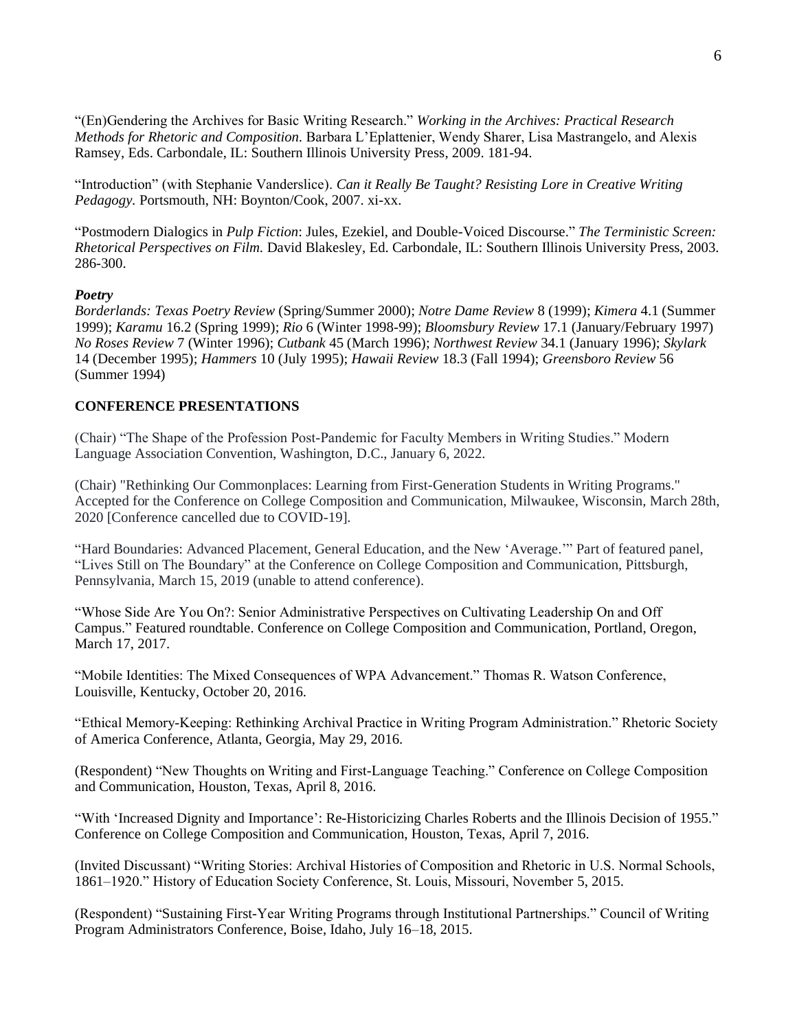"(En)Gendering the Archives for Basic Writing Research." *Working in the Archives: Practical Research Methods for Rhetoric and Composition.* Barbara L'Eplattenier, Wendy Sharer, Lisa Mastrangelo, and Alexis Ramsey, Eds. Carbondale, IL: Southern Illinois University Press, 2009. 181-94.

"Introduction" (with Stephanie Vanderslice). *Can it Really Be Taught? Resisting Lore in Creative Writing Pedagogy.* Portsmouth, NH: Boynton/Cook, 2007. xi-xx.

"Postmodern Dialogics in *Pulp Fiction*: Jules, Ezekiel, and Double-Voiced Discourse." *The Terministic Screen: Rhetorical Perspectives on Film.* David Blakesley, Ed. Carbondale, IL: Southern Illinois University Press, 2003. 286-300.

***Poetry***

*Borderlands: Texas Poetry Review* (Spring/Summer 2000); *Notre Dame Review* 8 (1999); *Kimera* 4.1 (Summer 1999); *Karamu* 16.2 (Spring 1999); *Rio* 6 (Winter 1998-99); *Bloomsbury Review* 17.1 (January/February 1997) *No Roses Review* 7 (Winter 1996); *Cutbank* 45 (March 1996); *Northwest Review* 34.1 (January 1996); *Skylark* 14 (December 1995); *Hammers* 10 (July 1995); *Hawaii Review* 18.3 (Fall 1994); *Greensboro Review* 56 (Summer 1994)

**CONFERENCE PRESENTATIONS**

(Chair) "The Shape of the Profession Post-Pandemic for Faculty Members in Writing Studies." Modern Language Association Convention, Washington, D.C., January 6, 2022.

(Chair) "Rethinking Our Commonplaces: Learning from First-Generation Students in Writing Programs." Accepted for the Conference on College Composition and Communication, Milwaukee, Wisconsin, March 28th, 2020 [Conference cancelled due to COVID-19].

"Hard Boundaries: Advanced Placement, General Education, and the New 'Average.'" Part of featured panel, "Lives Still on The Boundary" at the Conference on College Composition and Communication, Pittsburgh, Pennsylvania, March 15, 2019 (unable to attend conference).

"Whose Side Are You On?: Senior Administrative Perspectives on Cultivating Leadership On and Off Campus." Featured roundtable. Conference on College Composition and Communication, Portland, Oregon, March 17, 2017.

"Mobile Identities: The Mixed Consequences of WPA Advancement." Thomas R. Watson Conference, Louisville, Kentucky, October 20, 2016.

"Ethical Memory-Keeping: Rethinking Archival Practice in Writing Program Administration." Rhetoric Society of America Conference, Atlanta, Georgia, May 29, 2016.

(Respondent) "New Thoughts on Writing and First-Language Teaching." Conference on College Composition and Communication, Houston, Texas, April 8, 2016.

"With 'Increased Dignity and Importance': Re-Historicizing Charles Roberts and the Illinois Decision of 1955." Conference on College Composition and Communication, Houston, Texas, April 7, 2016.

(Invited Discussant) "Writing Stories: Archival Histories of Composition and Rhetoric in U.S. Normal Schools, 1861–1920." History of Education Society Conference, St. Louis, Missouri, November 5, 2015.

(Respondent) "Sustaining First-Year Writing Programs through Institutional Partnerships." Council of Writing Program Administrators Conference, Boise, Idaho, July 16–18, 2015.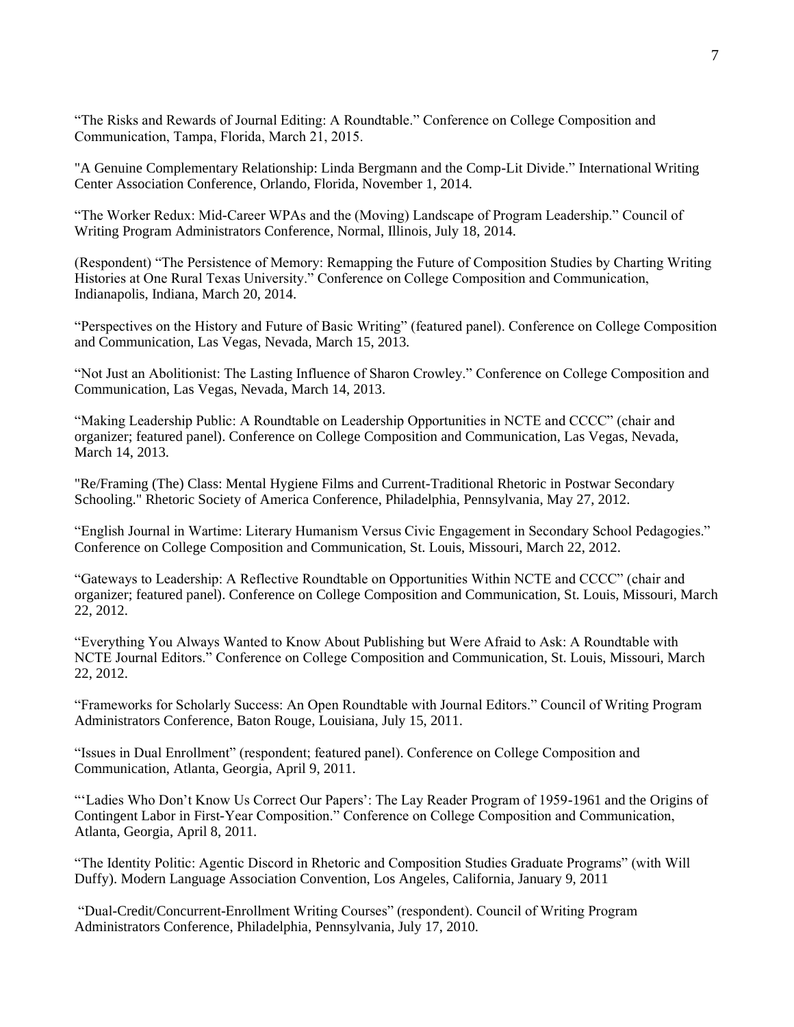"The Risks and Rewards of Journal Editing: A Roundtable." Conference on College Composition and Communication, Tampa, Florida, March 21, 2015.

"A Genuine Complementary Relationship: Linda Bergmann and the Comp-Lit Divide." International Writing Center Association Conference, Orlando, Florida, November 1, 2014.

"The Worker Redux: Mid-Career WPAs and the (Moving) Landscape of Program Leadership." Council of Writing Program Administrators Conference, Normal, Illinois, July 18, 2014.

(Respondent) "The Persistence of Memory: Remapping the Future of Composition Studies by Charting Writing Histories at One Rural Texas University." Conference on College Composition and Communication, Indianapolis, Indiana, March 20, 2014.

"Perspectives on the History and Future of Basic Writing" (featured panel). Conference on College Composition and Communication, Las Vegas, Nevada, March 15, 2013.

"Not Just an Abolitionist: The Lasting Influence of Sharon Crowley." Conference on College Composition and Communication, Las Vegas, Nevada, March 14, 2013.

"Making Leadership Public: A Roundtable on Leadership Opportunities in NCTE and CCCC" (chair and organizer; featured panel). Conference on College Composition and Communication, Las Vegas, Nevada, March 14, 2013.

"Re/Framing (The) Class: Mental Hygiene Films and Current-Traditional Rhetoric in Postwar Secondary Schooling." Rhetoric Society of America Conference, Philadelphia, Pennsylvania, May 27, 2012.

"English Journal in Wartime: Literary Humanism Versus Civic Engagement in Secondary School Pedagogies." Conference on College Composition and Communication, St. Louis, Missouri, March 22, 2012.

"Gateways to Leadership: A Reflective Roundtable on Opportunities Within NCTE and CCCC" (chair and organizer; featured panel). Conference on College Composition and Communication, St. Louis, Missouri, March 22, 2012.

"Everything You Always Wanted to Know About Publishing but Were Afraid to Ask: A Roundtable with NCTE Journal Editors." Conference on College Composition and Communication, St. Louis, Missouri, March 22, 2012.

"Frameworks for Scholarly Success: An Open Roundtable with Journal Editors." Council of Writing Program Administrators Conference, Baton Rouge, Louisiana, July 15, 2011.

"Issues in Dual Enrollment" (respondent; featured panel). Conference on College Composition and Communication, Atlanta, Georgia, April 9, 2011.

"'Ladies Who Don't Know Us Correct Our Papers': The Lay Reader Program of 1959-1961 and the Origins of Contingent Labor in First-Year Composition." Conference on College Composition and Communication, Atlanta, Georgia, April 8, 2011.

"The Identity Politic: Agentic Discord in Rhetoric and Composition Studies Graduate Programs" (with Will Duffy). Modern Language Association Convention, Los Angeles, California, January 9, 2011

"Dual-Credit/Concurrent-Enrollment Writing Courses" (respondent). Council of Writing Program Administrators Conference, Philadelphia, Pennsylvania, July 17, 2010.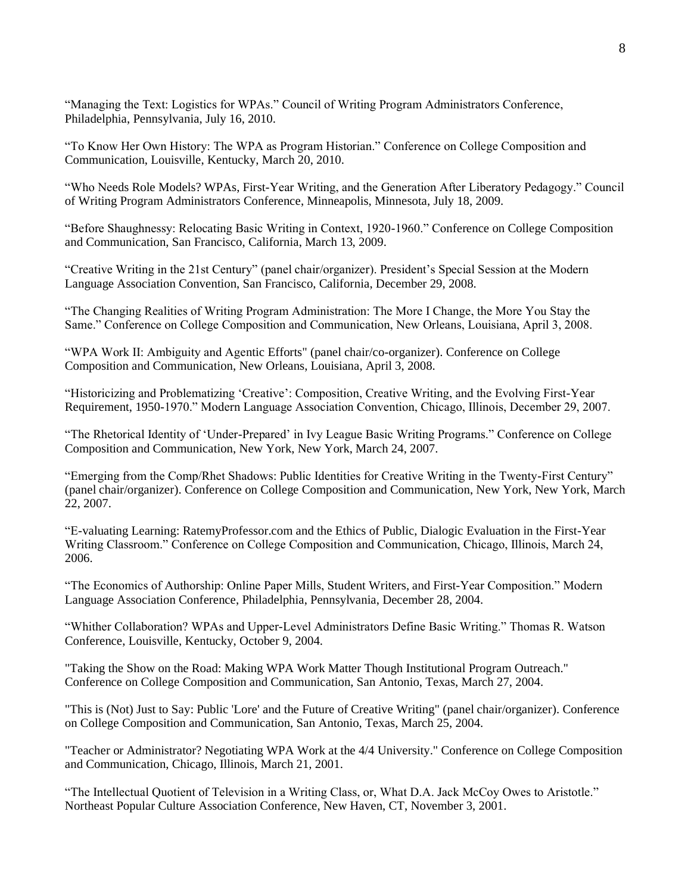"Managing the Text: Logistics for WPAs." Council of Writing Program Administrators Conference, Philadelphia, Pennsylvania, July 16, 2010.

"To Know Her Own History: The WPA as Program Historian." Conference on College Composition and Communication, Louisville, Kentucky, March 20, 2010.

"Who Needs Role Models? WPAs, First-Year Writing, and the Generation After Liberatory Pedagogy." Council of Writing Program Administrators Conference, Minneapolis, Minnesota, July 18, 2009.

"Before Shaughnessy: Relocating Basic Writing in Context, 1920-1960." Conference on College Composition and Communication, San Francisco, California, March 13, 2009.

"Creative Writing in the 21st Century" (panel chair/organizer). President's Special Session at the Modern Language Association Convention, San Francisco, California, December 29, 2008.

"The Changing Realities of Writing Program Administration: The More I Change, the More You Stay the Same." Conference on College Composition and Communication, New Orleans, Louisiana, April 3, 2008.

"WPA Work II: Ambiguity and Agentic Efforts" (panel chair/co-organizer). Conference on College Composition and Communication, New Orleans, Louisiana, April 3, 2008.

"Historicizing and Problematizing 'Creative': Composition, Creative Writing, and the Evolving First-Year Requirement, 1950-1970." Modern Language Association Convention, Chicago, Illinois, December 29, 2007.

"The Rhetorical Identity of 'Under-Prepared' in Ivy League Basic Writing Programs." Conference on College Composition and Communication, New York, New York, March 24, 2007.

"Emerging from the Comp/Rhet Shadows: Public Identities for Creative Writing in the Twenty-First Century" (panel chair/organizer). Conference on College Composition and Communication, New York, New York, March 22, 2007.

"E-valuating Learning: RatemyProfessor.com and the Ethics of Public, Dialogic Evaluation in the First-Year Writing Classroom." Conference on College Composition and Communication, Chicago, Illinois, March 24, 2006.

"The Economics of Authorship: Online Paper Mills, Student Writers, and First-Year Composition." Modern Language Association Conference, Philadelphia, Pennsylvania, December 28, 2004.

"Whither Collaboration? WPAs and Upper-Level Administrators Define Basic Writing." Thomas R. Watson Conference, Louisville, Kentucky, October 9, 2004.

"Taking the Show on the Road: Making WPA Work Matter Though Institutional Program Outreach." Conference on College Composition and Communication, San Antonio, Texas, March 27, 2004.

"This is (Not) Just to Say: Public 'Lore' and the Future of Creative Writing" (panel chair/organizer). Conference on College Composition and Communication, San Antonio, Texas, March 25, 2004.

"Teacher or Administrator? Negotiating WPA Work at the 4/4 University." Conference on College Composition and Communication, Chicago, Illinois, March 21, 2001.

"The Intellectual Quotient of Television in a Writing Class, or, What D.A. Jack McCoy Owes to Aristotle." Northeast Popular Culture Association Conference, New Haven, CT, November 3, 2001.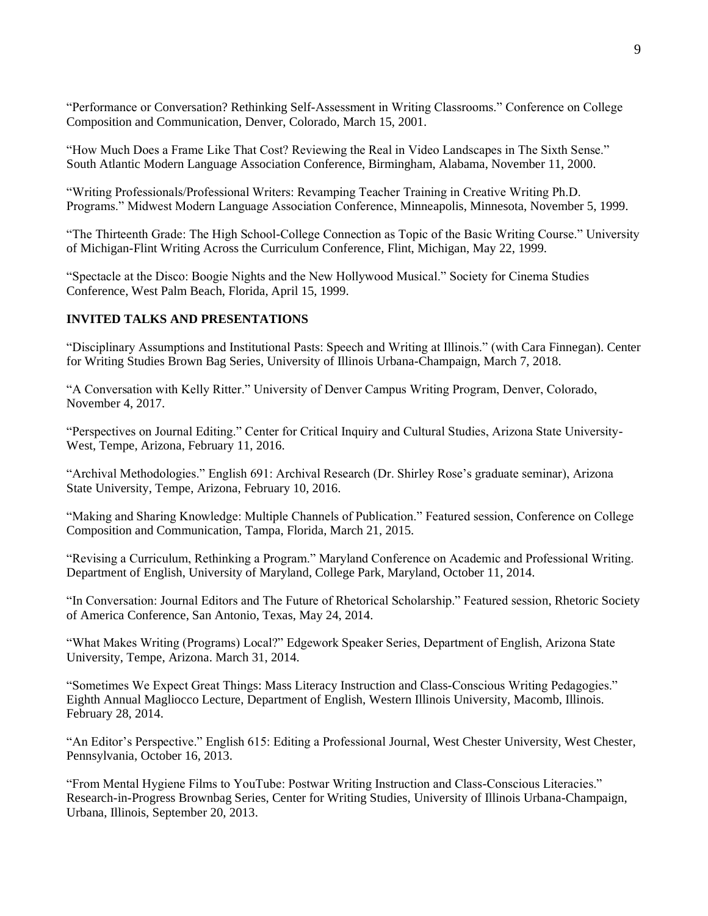"Performance or Conversation? Rethinking Self-Assessment in Writing Classrooms." Conference on College Composition and Communication, Denver, Colorado, March 15, 2001.

"How Much Does a Frame Like That Cost? Reviewing the Real in Video Landscapes in The Sixth Sense." South Atlantic Modern Language Association Conference, Birmingham, Alabama, November 11, 2000.

"Writing Professionals/Professional Writers: Revamping Teacher Training in Creative Writing Ph.D. Programs." Midwest Modern Language Association Conference, Minneapolis, Minnesota, November 5, 1999.

"The Thirteenth Grade: The High School-College Connection as Topic of the Basic Writing Course." University of Michigan-Flint Writing Across the Curriculum Conference, Flint, Michigan, May 22, 1999.

"Spectacle at the Disco: Boogie Nights and the New Hollywood Musical." Society for Cinema Studies Conference, West Palm Beach, Florida, April 15, 1999.

### INVITED TALKS AND PRESENTATIONS

"Disciplinary Assumptions and Institutional Pasts: Speech and Writing at Illinois." (with Cara Finnegan). Center for Writing Studies Brown Bag Series, University of Illinois Urbana-Champaign, March 7, 2018.

"A Conversation with Kelly Ritter." University of Denver Campus Writing Program, Denver, Colorado, November 4, 2017.

"Perspectives on Journal Editing." Center for Critical Inquiry and Cultural Studies, Arizona State University-West, Tempe, Arizona, February 11, 2016.

"Archival Methodologies." English 691: Archival Research (Dr. Shirley Rose's graduate seminar), Arizona State University, Tempe, Arizona, February 10, 2016.

"Making and Sharing Knowledge: Multiple Channels of Publication." Featured session, Conference on College Composition and Communication, Tampa, Florida, March 21, 2015.

"Revising a Curriculum, Rethinking a Program." Maryland Conference on Academic and Professional Writing. Department of English, University of Maryland, College Park, Maryland, October 11, 2014.

"In Conversation: Journal Editors and The Future of Rhetorical Scholarship." Featured session, Rhetoric Society of America Conference, San Antonio, Texas, May 24, 2014.

"What Makes Writing (Programs) Local?" Edgework Speaker Series, Department of English, Arizona State University, Tempe, Arizona. March 31, 2014.

"Sometimes We Expect Great Things: Mass Literacy Instruction and Class-Conscious Writing Pedagogies." Eighth Annual Magliocco Lecture, Department of English, Western Illinois University, Macomb, Illinois. February 28, 2014.

"An Editor's Perspective." English 615: Editing a Professional Journal, West Chester University, West Chester, Pennsylvania, October 16, 2013.

"From Mental Hygiene Films to YouTube: Postwar Writing Instruction and Class-Conscious Literacies." Research-in-Progress Brownbag Series, Center for Writing Studies, University of Illinois Urbana-Champaign, Urbana, Illinois, September 20, 2013.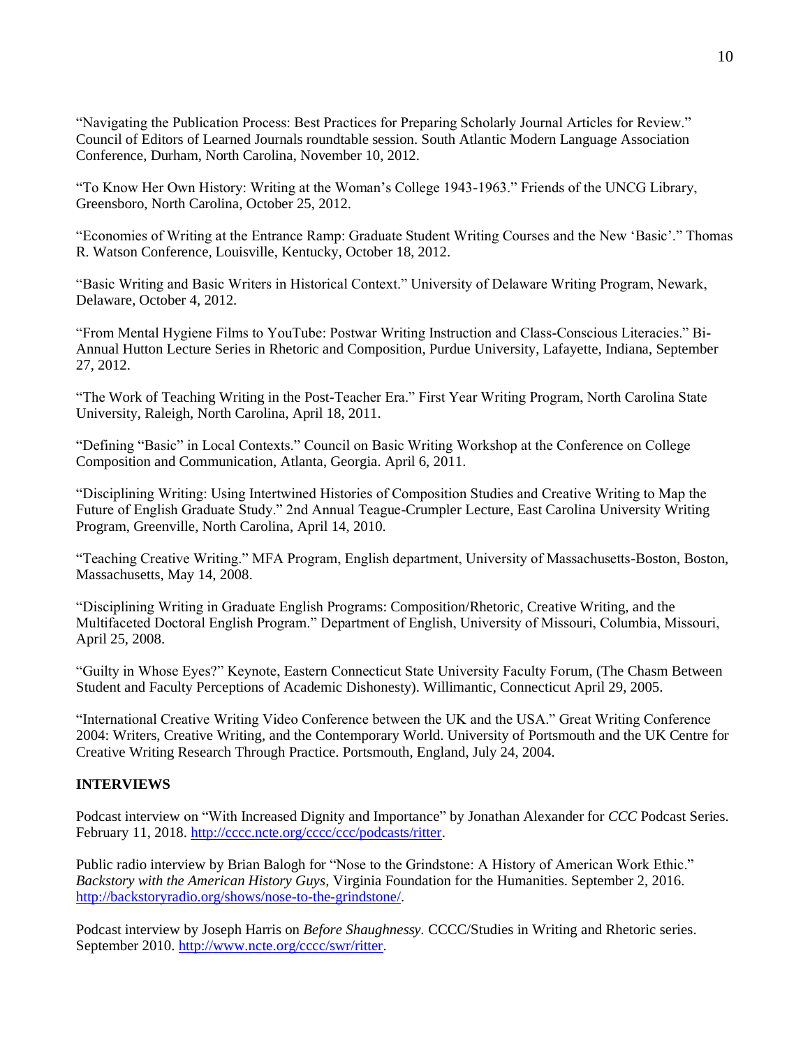“Navigating the Publication Process: Best Practices for Preparing Scholarly Journal Articles for Review.” Council of Editors of Learned Journals roundtable session. South Atlantic Modern Language Association Conference, Durham, North Carolina, November 10, 2012.

“To Know Her Own History: Writing at the Woman’s College 1943-1963.” Friends of the UNCG Library, Greensboro, North Carolina, October 25, 2012.

“Economies of Writing at the Entrance Ramp: Graduate Student Writing Courses and the New ‘Basic’.” Thomas R. Watson Conference, Louisville, Kentucky, October 18, 2012.

“Basic Writing and Basic Writers in Historical Context.” University of Delaware Writing Program, Newark, Delaware, October 4, 2012.

“From Mental Hygiene Films to YouTube: Postwar Writing Instruction and Class-Conscious Literacies.” Bi-Annual Hutton Lecture Series in Rhetoric and Composition, Purdue University, Lafayette, Indiana, September 27, 2012.

“The Work of Teaching Writing in the Post-Teacher Era.” First Year Writing Program, North Carolina State University, Raleigh, North Carolina, April 18, 2011.

“Defining “Basic” in Local Contexts.” Council on Basic Writing Workshop at the Conference on College Composition and Communication, Atlanta, Georgia. April 6, 2011.

“Disciplining Writing: Using Intertwined Histories of Composition Studies and Creative Writing to Map the Future of English Graduate Study.” 2nd Annual Teague-Crumpler Lecture, East Carolina University Writing Program, Greenville, North Carolina, April 14, 2010.

“Teaching Creative Writing.” MFA Program, English department, University of Massachusetts-Boston, Boston, Massachusetts, May 14, 2008.

“Disciplining Writing in Graduate English Programs: Composition/Rhetoric, Creative Writing, and the Multifaceted Doctoral English Program.” Department of English, University of Missouri, Columbia, Missouri, April 25, 2008.

“Guilty in Whose Eyes?” Keynote, Eastern Connecticut State University Faculty Forum, (The Chasm Between Student and Faculty Perceptions of Academic Dishonesty). Willimantic, Connecticut April 29, 2005.

“International Creative Writing Video Conference between the UK and the USA.” Great Writing Conference 2004: Writers, Creative Writing, and the Contemporary World. University of Portsmouth and the UK Centre for Creative Writing Research Through Practice. Portsmouth, England, July 24, 2004.

**INTERVIEWS**

Podcast interview on “With Increased Dignity and Importance” by Jonathan Alexander for *CCC* Podcast Series. February 11, 2018. http://cccc.ncte.org/cccc/ccc/podcasts/ritter.

Public radio interview by Brian Balogh for “Nose to the Grindstone: A History of American Work Ethic.” *Backstory with the American History Guys*, Virginia Foundation for the Humanities. September 2, 2016. http://backstoryradio.org/shows/nose-to-the-grindstone/.

Podcast interview by Joseph Harris on *Before Shaughnessy*. CCCC/Studies in Writing and Rhetoric series. September 2010. http://www.ncte.org/cccc/swr/ritter.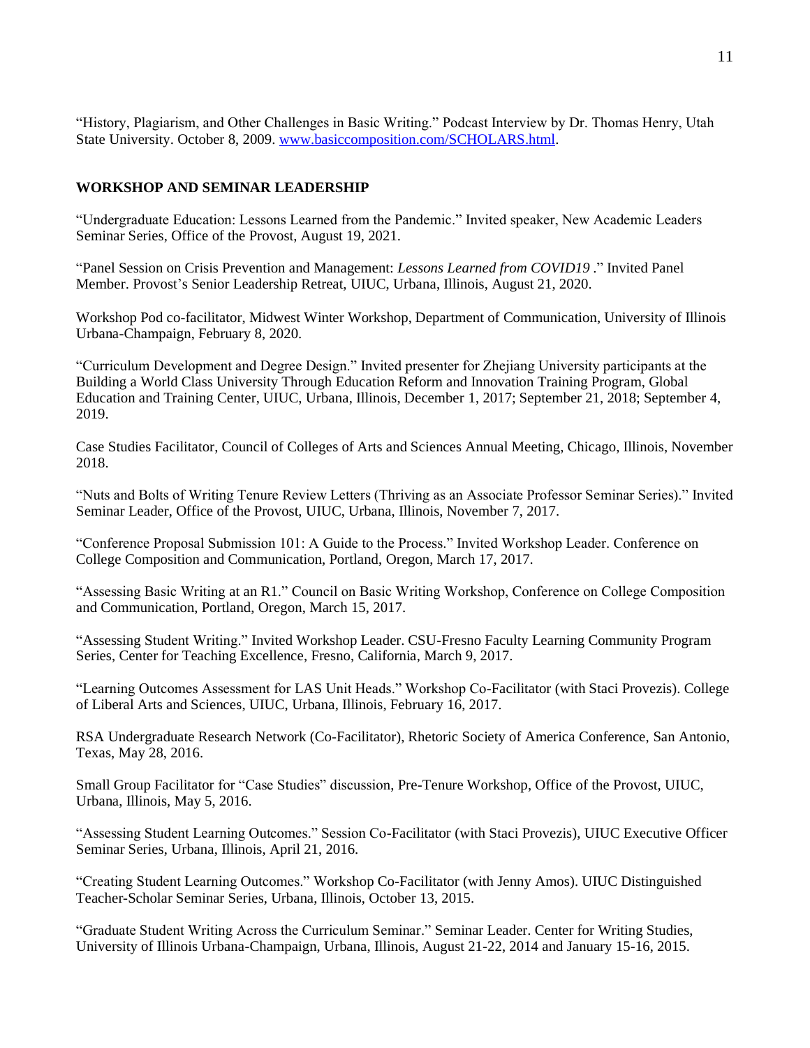"History, Plagiarism, and Other Challenges in Basic Writing." Podcast Interview by Dr. Thomas Henry, Utah State University. October 8, 2009. [www.basiccomposition.com/SCHOLARS.html](www.basiccomposition.com/SCHOLARS.html).

**WORKSHOP AND SEMINAR LEADERSHIP**

"Undergraduate Education: Lessons Learned from the Pandemic." Invited speaker, New Academic Leaders Seminar Series, Office of the Provost, August 19, 2021.

"Panel Session on Crisis Prevention and Management: *Lessons Learned from COVID19* ." Invited Panel Member. Provost's Senior Leadership Retreat, UIUC, Urbana, Illinois, August 21, 2020.

Workshop Pod co-facilitator, Midwest Winter Workshop, Department of Communication, University of Illinois Urbana-Champaign, February 8, 2020.

"Curriculum Development and Degree Design." Invited presenter for Zhejiang University participants at the Building a World Class University Through Education Reform and Innovation Training Program, Global Education and Training Center, UIUC, Urbana, Illinois, December 1, 2017; September 21, 2018; September 4, 2019.

Case Studies Facilitator, Council of Colleges of Arts and Sciences Annual Meeting, Chicago, Illinois, November 2018.

"Nuts and Bolts of Writing Tenure Review Letters (Thriving as an Associate Professor Seminar Series)." Invited Seminar Leader, Office of the Provost, UIUC, Urbana, Illinois, November 7, 2017.

"Conference Proposal Submission 101: A Guide to the Process." Invited Workshop Leader. Conference on College Composition and Communication, Portland, Oregon, March 17, 2017.

"Assessing Basic Writing at an R1." Council on Basic Writing Workshop, Conference on College Composition and Communication, Portland, Oregon, March 15, 2017.

"Assessing Student Writing." Invited Workshop Leader. CSU-Fresno Faculty Learning Community Program Series, Center for Teaching Excellence, Fresno, California, March 9, 2017.

"Learning Outcomes Assessment for LAS Unit Heads." Workshop Co-Facilitator (with Staci Provezis). College of Liberal Arts and Sciences, UIUC, Urbana, Illinois, February 16, 2017.

RSA Undergraduate Research Network (Co-Facilitator), Rhetoric Society of America Conference, San Antonio, Texas, May 28, 2016.

Small Group Facilitator for "Case Studies" discussion, Pre-Tenure Workshop, Office of the Provost, UIUC, Urbana, Illinois, May 5, 2016.

"Assessing Student Learning Outcomes." Session Co-Facilitator (with Staci Provezis), UIUC Executive Officer Seminar Series, Urbana, Illinois, April 21, 2016.

"Creating Student Learning Outcomes." Workshop Co-Facilitator (with Jenny Amos). UIUC Distinguished Teacher-Scholar Seminar Series, Urbana, Illinois, October 13, 2015.

"Graduate Student Writing Across the Curriculum Seminar." Seminar Leader. Center for Writing Studies, University of Illinois Urbana-Champaign, Urbana, Illinois, August 21-22, 2014 and January 15-16, 2015.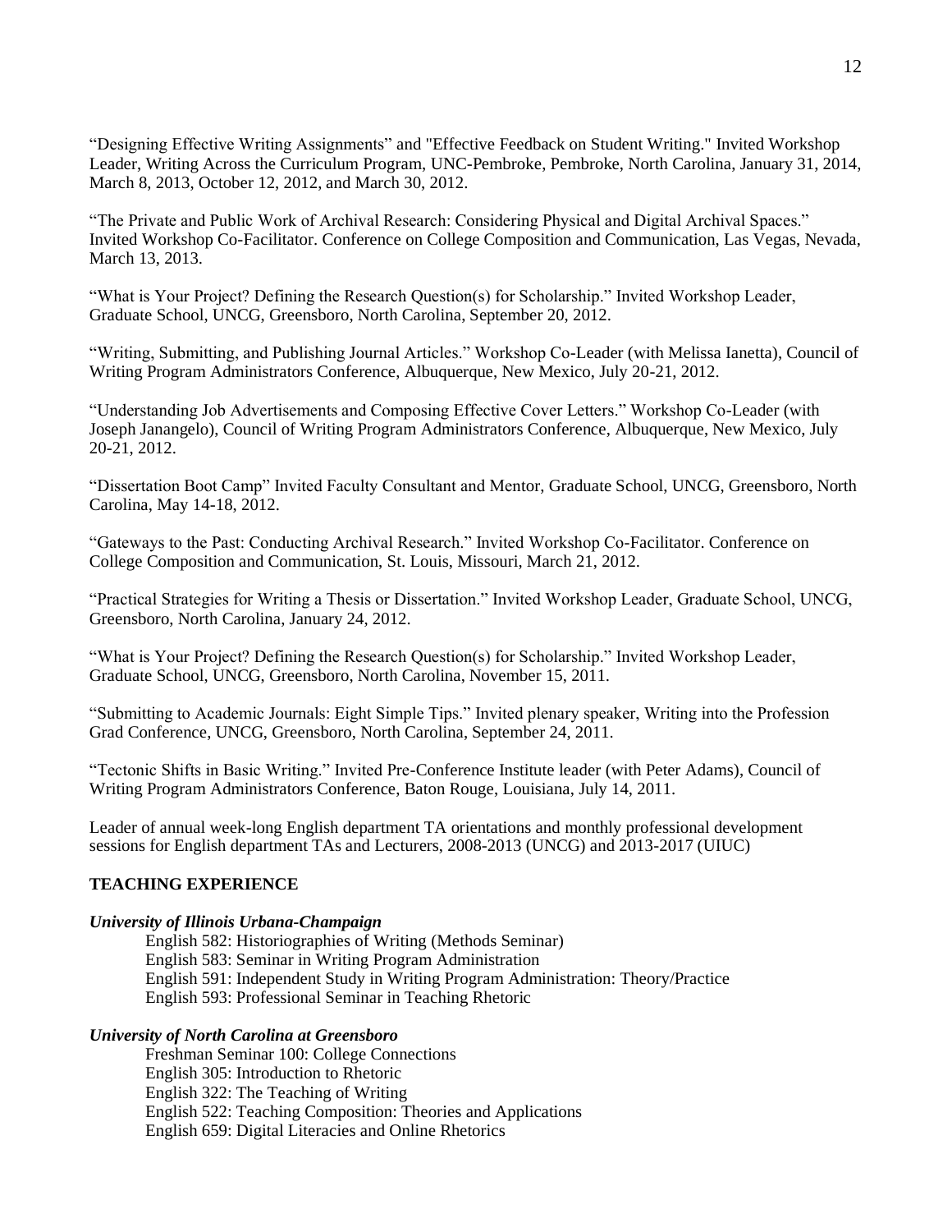"Designing Effective Writing Assignments" and "Effective Feedback on Student Writing." Invited Workshop Leader, Writing Across the Curriculum Program, UNC-Pembroke, Pembroke, North Carolina, January 31, 2014, March 8, 2013, October 12, 2012, and March 30, 2012.

"The Private and Public Work of Archival Research: Considering Physical and Digital Archival Spaces." Invited Workshop Co-Facilitator. Conference on College Composition and Communication, Las Vegas, Nevada, March 13, 2013.

"What is Your Project? Defining the Research Question(s) for Scholarship." Invited Workshop Leader, Graduate School, UNCG, Greensboro, North Carolina, September 20, 2012.

"Writing, Submitting, and Publishing Journal Articles." Workshop Co-Leader (with Melissa Ianetta), Council of Writing Program Administrators Conference, Albuquerque, New Mexico, July 20-21, 2012.

"Understanding Job Advertisements and Composing Effective Cover Letters." Workshop Co-Leader (with Joseph Janangelo), Council of Writing Program Administrators Conference, Albuquerque, New Mexico, July 20-21, 2012.

"Dissertation Boot Camp" Invited Faculty Consultant and Mentor, Graduate School, UNCG, Greensboro, North Carolina, May 14-18, 2012.

"Gateways to the Past: Conducting Archival Research." Invited Workshop Co-Facilitator. Conference on College Composition and Communication, St. Louis, Missouri, March 21, 2012.

"Practical Strategies for Writing a Thesis or Dissertation." Invited Workshop Leader, Graduate School, UNCG, Greensboro, North Carolina, January 24, 2012.

"What is Your Project? Defining the Research Question(s) for Scholarship." Invited Workshop Leader, Graduate School, UNCG, Greensboro, North Carolina, November 15, 2011.

"Submitting to Academic Journals: Eight Simple Tips." Invited plenary speaker, Writing into the Profession Grad Conference, UNCG, Greensboro, North Carolina, September 24, 2011.

"Tectonic Shifts in Basic Writing." Invited Pre-Conference Institute leader (with Peter Adams), Council of Writing Program Administrators Conference, Baton Rouge, Louisiana, July 14, 2011.

Leader of annual week-long English department TA orientations and monthly professional development sessions for English department TAs and Lecturers, 2008-2013 (UNCG) and 2013-2017 (UIUC)

## TEACHING EXPERIENCE

***University of Illinois Urbana-Champaign***

English 582: Historiographies of Writing (Methods Seminar)
English 583: Seminar in Writing Program Administration
English 591: Independent Study in Writing Program Administration: Theory/Practice
English 593: Professional Seminar in Teaching Rhetoric

***University of North Carolina at Greensboro***

Freshman Seminar 100: College Connections
English 305: Introduction to Rhetoric
English 322: The Teaching of Writing
English 522: Teaching Composition: Theories and Applications
English 659: Digital Literacies and Online Rhetorics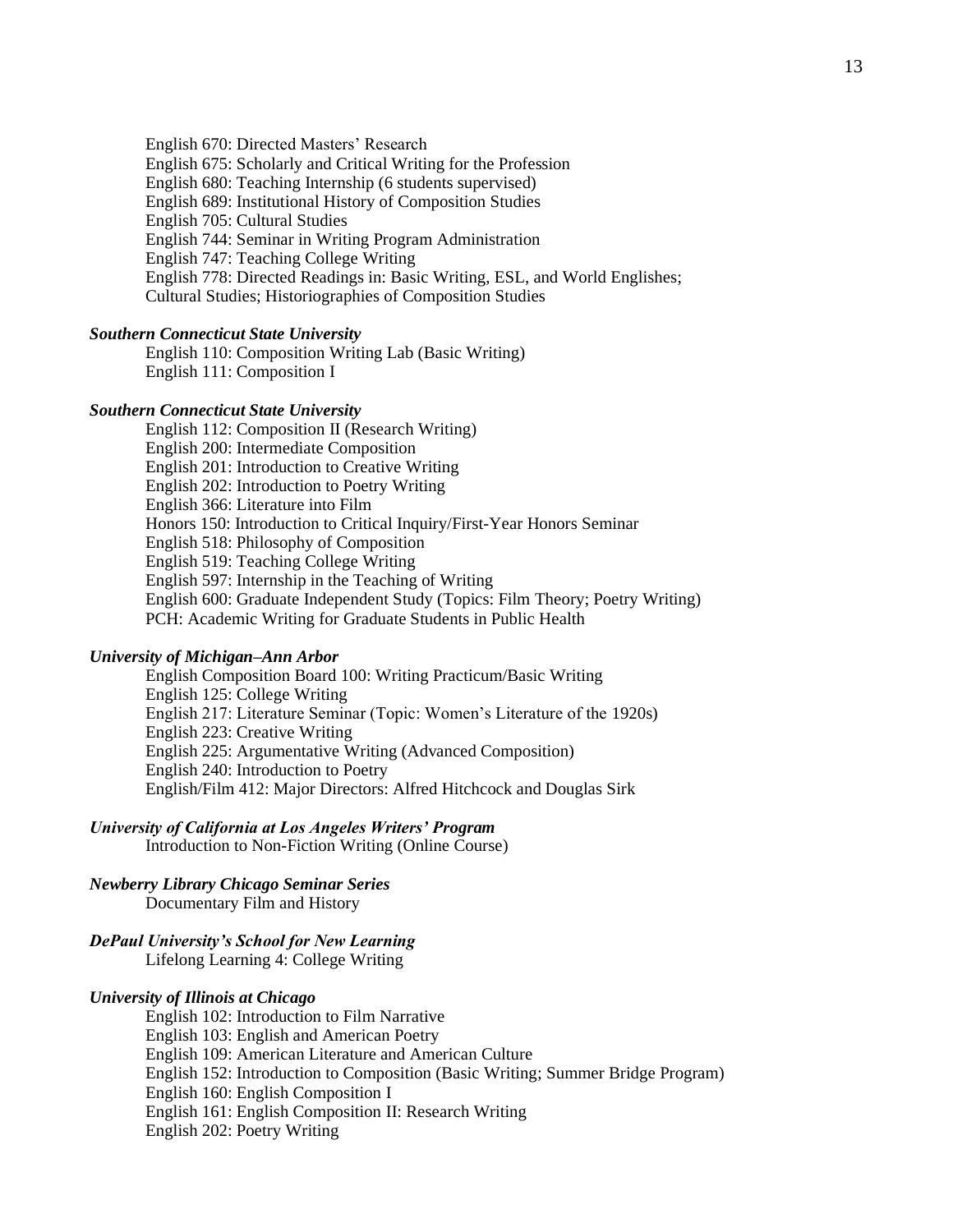English 670: Directed Masters' Research
English 675: Scholarly and Critical Writing for the Profession
English 680: Teaching Internship (6 students supervised)
English 689: Institutional History of Composition Studies
English 705: Cultural Studies
English 744: Seminar in Writing Program Administration
English 747: Teaching College Writing
English 778: Directed Readings in: Basic Writing, ESL, and World Englishes; Cultural Studies; Historiographies of Composition Studies

***Southern Connecticut State University***

English 110: Composition Writing Lab (Basic Writing)
English 111: Composition I

***Southern Connecticut State University***

English 112: Composition II (Research Writing)
English 200: Intermediate Composition
English 201: Introduction to Creative Writing
English 202: Introduction to Poetry Writing
English 366: Literature into Film
Honors 150: Introduction to Critical Inquiry/First-Year Honors Seminar
English 518: Philosophy of Composition
English 519: Teaching College Writing
English 597: Internship in the Teaching of Writing
English 600: Graduate Independent Study (Topics: Film Theory; Poetry Writing)
PCH: Academic Writing for Graduate Students in Public Health

***University of Michigan–Ann Arbor***

English Composition Board 100: Writing Practicum/Basic Writing
English 125: College Writing
English 217: Literature Seminar (Topic: Women's Literature of the 1920s)
English 223: Creative Writing
English 225: Argumentative Writing (Advanced Composition)
English 240: Introduction to Poetry
English/Film 412: Major Directors: Alfred Hitchcock and Douglas Sirk

***University of California at Los Angeles Writers' Program***

Introduction to Non-Fiction Writing (Online Course)

***Newberry Library Chicago Seminar Series***

Documentary Film and History

***DePaul University's School for New Learning***

Lifelong Learning 4: College Writing

***University of Illinois at Chicago***

English 102: Introduction to Film Narrative
English 103: English and American Poetry
English 109: American Literature and American Culture
English 152: Introduction to Composition (Basic Writing; Summer Bridge Program)
English 160: English Composition I
English 161: English Composition II: Research Writing
English 202: Poetry Writing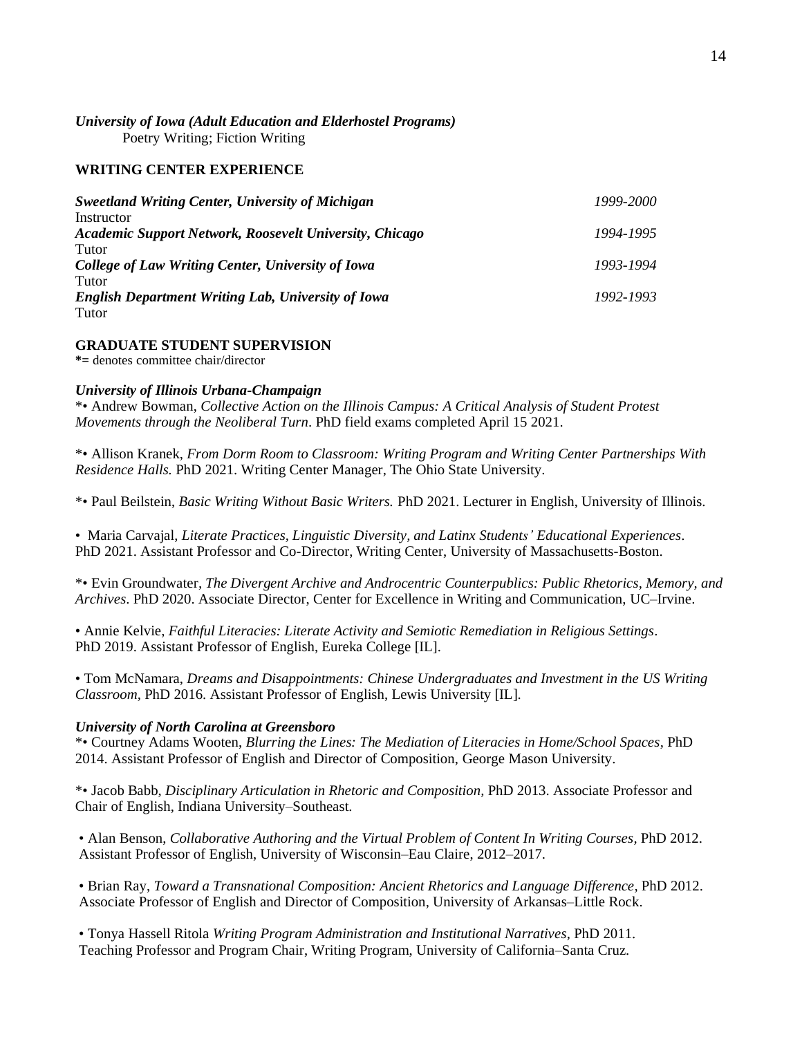***University of Iowa (Adult Education and Elderhostel Programs)***
Poetry Writing; Fiction Writing

## WRITING CENTER EXPERIENCE

***Sweetland Writing Center, University of Michigan*** *1999-2000*
Instructor

***Academic Support Network, Roosevelt University, Chicago*** *1994-1995*
Tutor

***College of Law Writing Center, University of Iowa*** *1993-1994*
Tutor

***English Department Writing Lab, University of Iowa*** *1992-1993*
Tutor

## GRADUATE STUDENT SUPERVISION

**\*=** denotes committee chair/director

***University of Illinois Urbana-Champaign***

*• Andrew Bowman, *Collective Action on the Illinois Campus: A Critical Analysis of Student Protest Movements through the Neoliberal Turn*. PhD field exams completed April 15 2021.

*• Allison Kranek, *From Dorm Room to Classroom: Writing Program and Writing Center Partnerships With Residence Halls.* PhD 2021. Writing Center Manager, The Ohio State University.

*• Paul Beilstein, *Basic Writing Without Basic Writers.* PhD 2021. Lecturer in English, University of Illinois.

• Maria Carvajal, *Literate Practices, Linguistic Diversity, and Latinx Students' Educational Experiences*. PhD 2021. Assistant Professor and Co-Director, Writing Center, University of Massachusetts-Boston.

*• Evin Groundwater, *The Divergent Archive and Androcentric Counterpublics: Public Rhetorics, Memory, and Archives*. PhD 2020. Associate Director, Center for Excellence in Writing and Communication, UC–Irvine.

• Annie Kelvie, *Faithful Literacies: Literate Activity and Semiotic Remediation in Religious Settings*. PhD 2019. Assistant Professor of English, Eureka College [IL].

• Tom McNamara, *Dreams and Disappointments: Chinese Undergraduates and Investment in the US Writing Classroom,* PhD 2016. Assistant Professor of English, Lewis University [IL].

***University of North Carolina at Greensboro***

*• Courtney Adams Wooten, *Blurring the Lines: The Mediation of Literacies in Home/School Spaces*, PhD 2014. Assistant Professor of English and Director of Composition, George Mason University.

*• Jacob Babb, *Disciplinary Articulation in Rhetoric and Composition*, PhD 2013. Associate Professor and Chair of English, Indiana University–Southeast.

• Alan Benson, *Collaborative Authoring and the Virtual Problem of Content In Writing Courses*, PhD 2012. Assistant Professor of English, University of Wisconsin–Eau Claire, 2012–2017.

• Brian Ray, *Toward a Transnational Composition: Ancient Rhetorics and Language Difference*, PhD 2012. Associate Professor of English and Director of Composition, University of Arkansas–Little Rock.

• Tonya Hassell Ritola *Writing Program Administration and Institutional Narratives*, PhD 2011. Teaching Professor and Program Chair, Writing Program, University of California–Santa Cruz.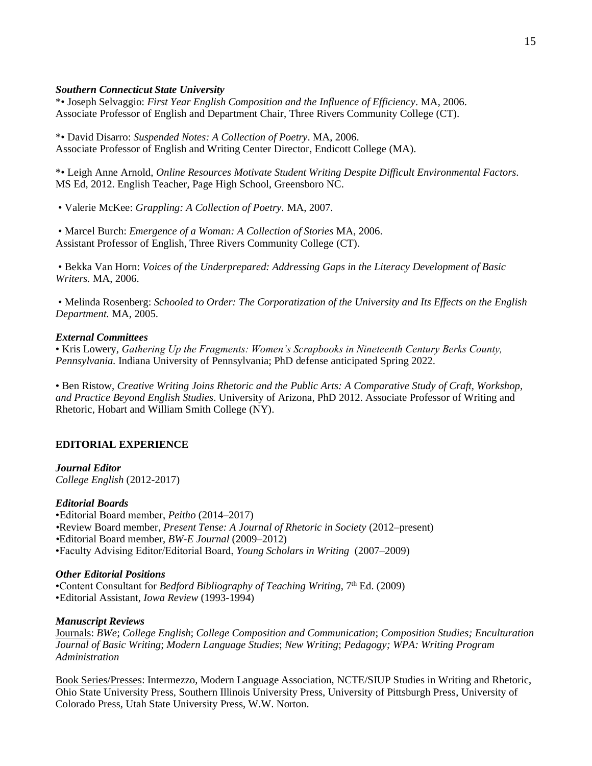***Southern Connecticut State University***

*• Joseph Selvaggio: *First Year English Composition and the Influence of Efficiency*. MA, 2006. Associate Professor of English and Department Chair, Three Rivers Community College (CT).

*• David Disarro: *Suspended Notes: A Collection of Poetry*. MA, 2006. Associate Professor of English and Writing Center Director, Endicott College (MA).

*• Leigh Anne Arnold, *Online Resources Motivate Student Writing Despite Difficult Environmental Factors*. MS Ed, 2012. English Teacher, Page High School, Greensboro NC.

• Valerie McKee: *Grappling: A Collection of Poetry*. MA, 2007.

• Marcel Burch: *Emergence of a Woman: A Collection of Stories* MA, 2006. Assistant Professor of English, Three Rivers Community College (CT).

• Bekka Van Horn: *Voices of the Underprepared: Addressing Gaps in the Literacy Development of Basic Writers.* MA, 2006.

• Melinda Rosenberg: *Schooled to Order: The Corporatization of the University and Its Effects on the English Department.* MA, 2005.

***External Committees***

• Kris Lowery, *Gathering Up the Fragments: Women's Scrapbooks in Nineteenth Century Berks County, Pennsylvania.* Indiana University of Pennsylvania; PhD defense anticipated Spring 2022.

• Ben Ristow, *Creative Writing Joins Rhetoric and the Public Arts: A Comparative Study of Craft, Workshop, and Practice Beyond English Studies*. University of Arizona, PhD 2012. Associate Professor of Writing and Rhetoric, Hobart and William Smith College (NY).

## EDITORIAL EXPERIENCE

***Journal Editor***

*College English* (2012-2017)

***Editorial Boards***

•Editorial Board member, *Peitho* (2014–2017)
•Review Board member, *Present Tense: A Journal of Rhetoric in Society* (2012–present)
•Editorial Board member, *BW-E Journal* (2009–2012)
•Faculty Advising Editor/Editorial Board, *Young Scholars in Writing* (2007–2009)

***Other Editorial Positions***

•Content Consultant for *Bedford Bibliography of Teaching Writing*, 7th Ed. (2009)
•Editorial Assistant, *Iowa Review* (1993-1994)

***Manuscript Reviews***

Journals: *BWe*; *College English*; *College Composition and Communication*; *Composition Studies; Enculturation Journal of Basic Writing*; *Modern Language Studies*; *New Writing*; *Pedagogy; WPA: Writing Program Administration*

Book Series/Presses: Intermezzo, Modern Language Association, NCTE/SIUP Studies in Writing and Rhetoric, Ohio State University Press, Southern Illinois University Press, University of Pittsburgh Press, University of Colorado Press, Utah State University Press, W.W. Norton.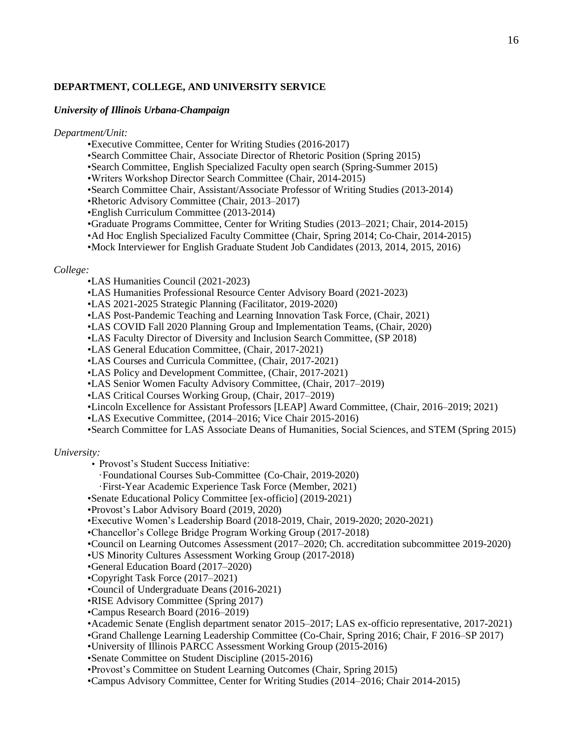**DEPARTMENT, COLLEGE, AND UNIVERSITY SERVICE**

***University of Illinois Urbana-Champaign***

*Department/Unit:*

- Executive Committee, Center for Writing Studies (2016-2017)
- Search Committee Chair, Associate Director of Rhetoric Position (Spring 2015)
- Search Committee, English Specialized Faculty open search (Spring-Summer 2015)
- Writers Workshop Director Search Committee (Chair, 2014-2015)
- Search Committee Chair, Assistant/Associate Professor of Writing Studies (2013-2014)
- Rhetoric Advisory Committee (Chair, 2013–2017)
- English Curriculum Committee (2013-2014)
- Graduate Programs Committee, Center for Writing Studies (2013–2021; Chair, 2014-2015)
- Ad Hoc English Specialized Faculty Committee (Chair, Spring 2014; Co-Chair, 2014-2015)
- Mock Interviewer for English Graduate Student Job Candidates (2013, 2014, 2015, 2016)

*College:*

- LAS Humanities Council (2021-2023)
- LAS Humanities Professional Resource Center Advisory Board (2021-2023)
- LAS 2021-2025 Strategic Planning (Facilitator, 2019-2020)
- LAS Post-Pandemic Teaching and Learning Innovation Task Force, (Chair, 2021)
- LAS COVID Fall 2020 Planning Group and Implementation Teams, (Chair, 2020)
- LAS Faculty Director of Diversity and Inclusion Search Committee, (SP 2018)
- LAS General Education Committee, (Chair, 2017-2021)
- LAS Courses and Curricula Committee, (Chair, 2017-2021)
- LAS Policy and Development Committee, (Chair, 2017-2021)
- LAS Senior Women Faculty Advisory Committee, (Chair, 2017–2019)
- LAS Critical Courses Working Group, (Chair, 2017–2019)
- Lincoln Excellence for Assistant Professors [LEAP] Award Committee, (Chair, 2016–2019; 2021)
- LAS Executive Committee, (2014–2016; Vice Chair 2015-2016)
- Search Committee for LAS Associate Deans of Humanities, Social Sciences, and STEM (Spring 2015)

*University:*

- Provost's Student Success Initiative:
  - Foundational Courses Sub-Committee (Co-Chair, 2019-2020)
  - First-Year Academic Experience Task Force (Member, 2021)
- Senate Educational Policy Committee [ex-officio] (2019-2021)
- Provost's Labor Advisory Board (2019, 2020)
- Executive Women's Leadership Board (2018-2019, Chair, 2019-2020; 2020-2021)
- Chancellor's College Bridge Program Working Group (2017-2018)
- Council on Learning Outcomes Assessment (2017–2020; Ch. accreditation subcommittee 2019-2020)
- US Minority Cultures Assessment Working Group (2017-2018)
- General Education Board (2017–2020)
- Copyright Task Force (2017–2021)
- Council of Undergraduate Deans (2016-2021)
- RISE Advisory Committee (Spring 2017)
- Campus Research Board (2016–2019)
- Academic Senate (English department senator 2015–2017; LAS ex-officio representative, 2017-2021)
- Grand Challenge Learning Leadership Committee (Co-Chair, Spring 2016; Chair, F 2016–SP 2017)
- University of Illinois PARCC Assessment Working Group (2015-2016)
- Senate Committee on Student Discipline (2015-2016)
- Provost's Committee on Student Learning Outcomes (Chair, Spring 2015)
- Campus Advisory Committee, Center for Writing Studies (2014–2016; Chair 2014-2015)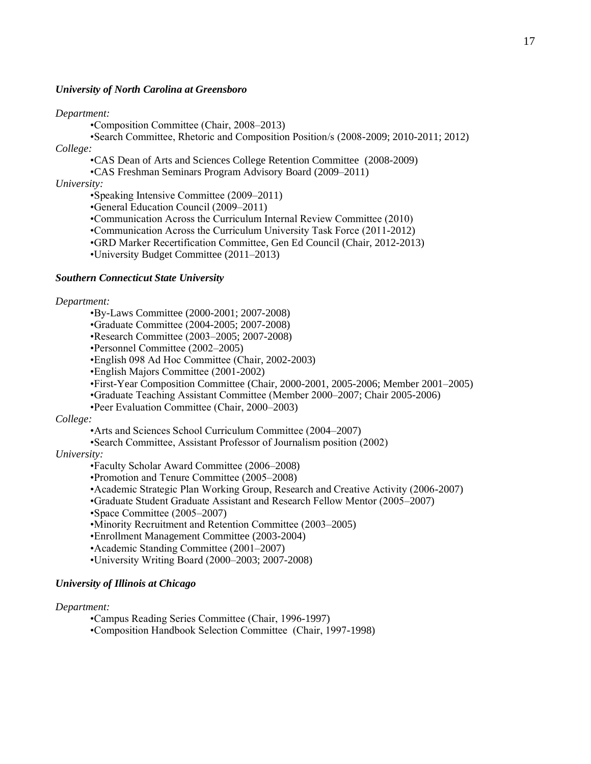***University of North Carolina at Greensboro***

*Department:*

- Composition Committee (Chair, 2008–2013)
- Search Committee, Rhetoric and Composition Position/s (2008-2009; 2010-2011; 2012)

*College:*

- CAS Dean of Arts and Sciences College Retention Committee (2008-2009)
- CAS Freshman Seminars Program Advisory Board (2009–2011)

*University:*

- Speaking Intensive Committee (2009–2011)
- General Education Council (2009–2011)
- Communication Across the Curriculum Internal Review Committee (2010)
- Communication Across the Curriculum University Task Force (2011-2012)
- GRD Marker Recertification Committee, Gen Ed Council (Chair, 2012-2013)
- University Budget Committee (2011–2013)

***Southern Connecticut State University***

*Department:*

- By-Laws Committee (2000-2001; 2007-2008)
- Graduate Committee (2004-2005; 2007-2008)
- Research Committee (2003–2005; 2007-2008)
- Personnel Committee (2002–2005)
- English 098 Ad Hoc Committee (Chair, 2002-2003)
- English Majors Committee (2001-2002)
- First-Year Composition Committee (Chair, 2000-2001, 2005-2006; Member 2001–2005)
- Graduate Teaching Assistant Committee (Member 2000–2007; Chair 2005-2006)
- Peer Evaluation Committee (Chair, 2000–2003)

*College:*

- Arts and Sciences School Curriculum Committee (2004–2007)
- Search Committee, Assistant Professor of Journalism position (2002)

*University:*

- Faculty Scholar Award Committee (2006–2008)
- Promotion and Tenure Committee (2005–2008)
- Academic Strategic Plan Working Group, Research and Creative Activity (2006-2007)
- Graduate Student Graduate Assistant and Research Fellow Mentor (2005–2007)
- Space Committee (2005–2007)
- Minority Recruitment and Retention Committee (2003–2005)
- Enrollment Management Committee (2003-2004)
- Academic Standing Committee (2001–2007)
- University Writing Board (2000–2003; 2007-2008)

***University of Illinois at Chicago***

*Department:*

- Campus Reading Series Committee (Chair, 1996-1997)
- Composition Handbook Selection Committee (Chair, 1997-1998)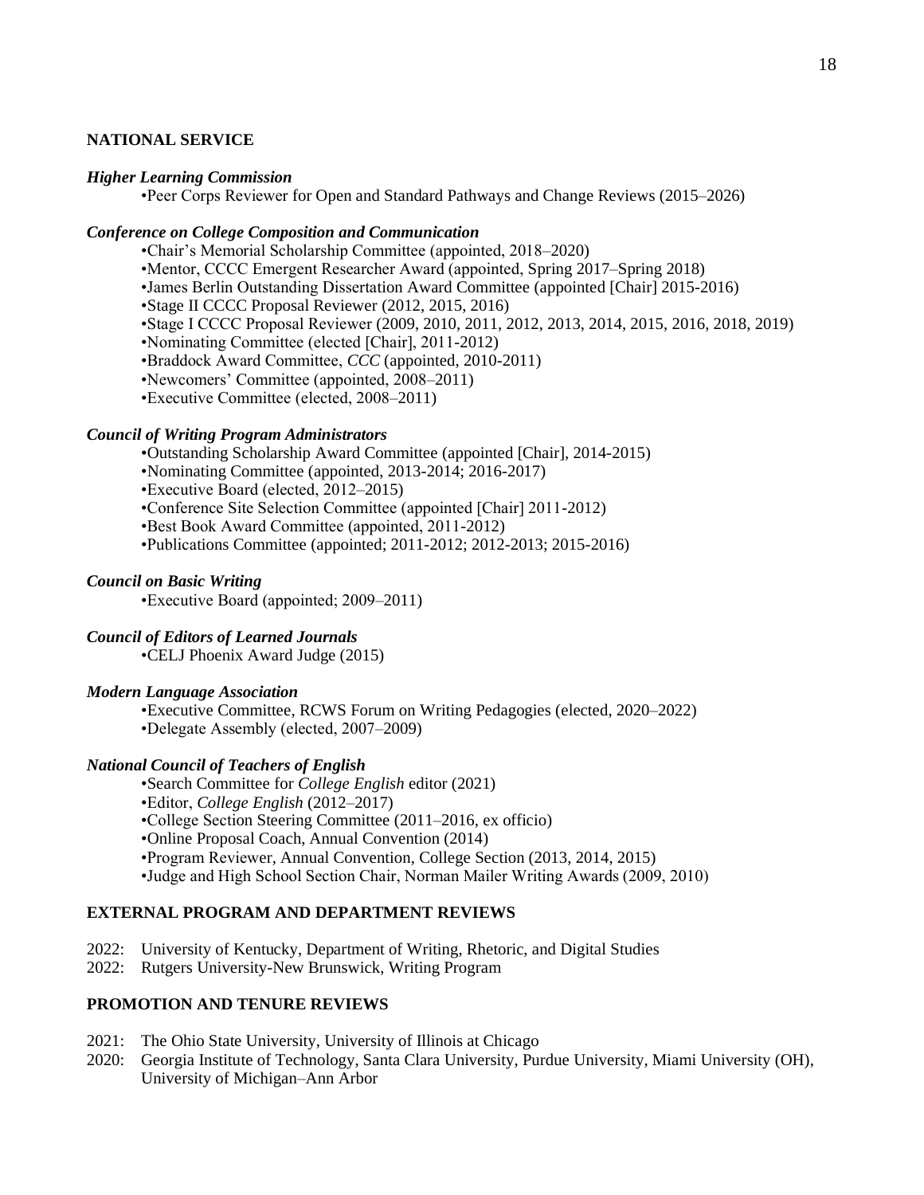## NATIONAL SERVICE

***Higher Learning Commission***

- Peer Corps Reviewer for Open and Standard Pathways and Change Reviews (2015–2026)

***Conference on College Composition and Communication***

- Chair's Memorial Scholarship Committee (appointed, 2018–2020)
- Mentor, CCCC Emergent Researcher Award (appointed, Spring 2017–Spring 2018)
- James Berlin Outstanding Dissertation Award Committee (appointed [Chair] 2015-2016)
- Stage II CCCC Proposal Reviewer (2012, 2015, 2016)
- Stage I CCCC Proposal Reviewer (2009, 2010, 2011, 2012, 2013, 2014, 2015, 2016, 2018, 2019)
- Nominating Committee (elected [Chair], 2011-2012)
- Braddock Award Committee, *CCC* (appointed, 2010-2011)
- Newcomers' Committee (appointed, 2008–2011)
- Executive Committee (elected, 2008–2011)

***Council of Writing Program Administrators***

- Outstanding Scholarship Award Committee (appointed [Chair], 2014-2015)
- Nominating Committee (appointed, 2013-2014; 2016-2017)
- Executive Board (elected, 2012–2015)
- Conference Site Selection Committee (appointed [Chair] 2011-2012)
- Best Book Award Committee (appointed, 2011-2012)
- Publications Committee (appointed; 2011-2012; 2012-2013; 2015-2016)

***Council on Basic Writing***

- Executive Board (appointed; 2009–2011)

***Council of Editors of Learned Journals***

- CELJ Phoenix Award Judge (2015)

***Modern Language Association***

- Executive Committee, RCWS Forum on Writing Pedagogies (elected, 2020–2022)
- Delegate Assembly (elected, 2007–2009)

***National Council of Teachers of English***

- Search Committee for *College English* editor (2021)
- Editor, *College English* (2012–2017)
- College Section Steering Committee (2011–2016, ex officio)
- Online Proposal Coach, Annual Convention (2014)
- Program Reviewer, Annual Convention, College Section (2013, 2014, 2015)
- Judge and High School Section Chair, Norman Mailer Writing Awards (2009, 2010)

## EXTERNAL PROGRAM AND DEPARTMENT REVIEWS

2022: University of Kentucky, Department of Writing, Rhetoric, and Digital Studies
2022: Rutgers University-New Brunswick, Writing Program

## PROMOTION AND TENURE REVIEWS

2021: The Ohio State University, University of Illinois at Chicago
2020: Georgia Institute of Technology, Santa Clara University, Purdue University, Miami University (OH), University of Michigan–Ann Arbor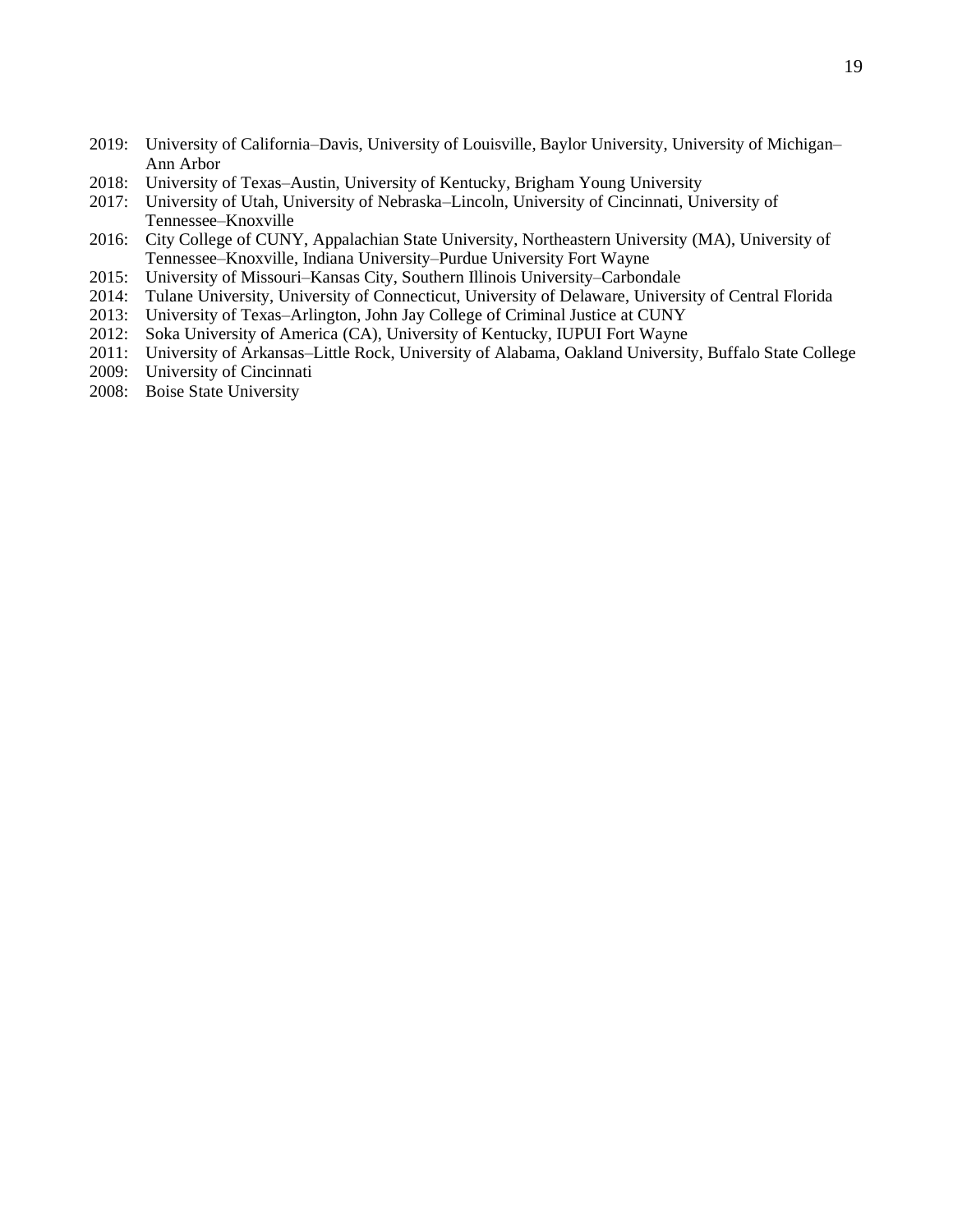2019: University of California–Davis, University of Louisville, Baylor University, University of Michigan–Ann Arbor
2018: University of Texas–Austin, University of Kentucky, Brigham Young University
2017: University of Utah, University of Nebraska–Lincoln, University of Cincinnati, University of Tennessee–Knoxville
2016: City College of CUNY, Appalachian State University, Northeastern University (MA), University of Tennessee–Knoxville, Indiana University–Purdue University Fort Wayne
2015: University of Missouri–Kansas City, Southern Illinois University–Carbondale
2014: Tulane University, University of Connecticut, University of Delaware, University of Central Florida
2013: University of Texas–Arlington, John Jay College of Criminal Justice at CUNY
2012: Soka University of America (CA), University of Kentucky, IUPUI Fort Wayne
2011: University of Arkansas–Little Rock, University of Alabama, Oakland University, Buffalo State College
2009: University of Cincinnati
2008: Boise State University